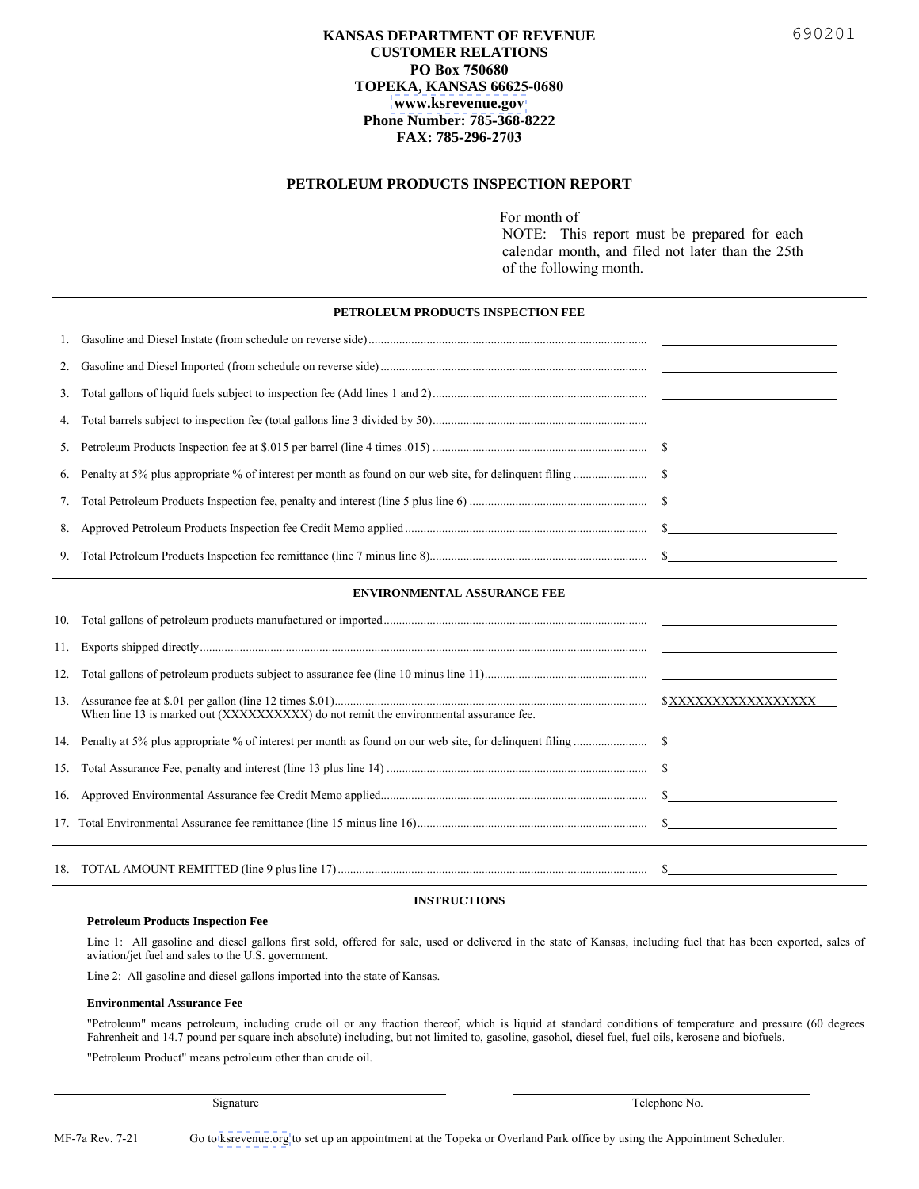690201

**KANSAS DEPARTMENT OF REVENUE**
**CUSTOMER RELATIONS**
**PO Box 750680**
**TOPEKA, KANSAS 66625-0680**
**www.ksrevenue.gov**
**Phone Number: 785-368-8222**
**FAX: 785-296-2703**

# PETROLEUM PRODUCTS INSPECTION REPORT

For month of

NOTE: This report must be prepared for each calendar month, and filed not later than the 25th of the following month.

## PETROLEUM PRODUCTS INSPECTION FEE

| Line | Description | Amount |
|---|---|---|
| 1. | Gasoline and Diesel Instate (from schedule on reverse side) | |
| 2. | Gasoline and Diesel Imported (from schedule on reverse side) | |
| 3. | Total gallons of liquid fuels subject to inspection fee (Add lines 1 and 2) | |
| 4. | Total barrels subject to inspection fee (total gallons line 3 divided by 50) | |
| 5. | Petroleum Products Inspection fee at $.015 per barrel (line 4 times .015) | $ |
| 6. | Penalty at 5% plus appropriate % of interest per month as found on our web site, for delinquent filing | $ |
| 7. | Total Petroleum Products Inspection fee, penalty and interest (line 5 plus line 6) | $ |
| 8. | Approved Petroleum Products Inspection fee Credit Memo applied | $ |
| 9. | Total Petroleum Products Inspection fee remittance (line 7 minus line 8) | $ |

## ENVIRONMENTAL ASSURANCE FEE

| Line | Description | Amount |
|---|---|---|
| 10. | Total gallons of petroleum products manufactured or imported | |
| 11. | Exports shipped directly | |
| 12. | Total gallons of petroleum products subject to assurance fee (line 10 minus line 11) | |
| 13. | Assurance fee at $.01 per gallon (line 12 times $.01) When line 13 is marked out (XXXXXXXXXX) do not remit the environmental assurance fee. | $XXXXXXXXXXXXXXXXX |
| 14. | Penalty at 5% plus appropriate % of interest per month as found on our web site, for delinquent filing | $ |
| 15. | Total Assurance Fee, penalty and interest (line 13 plus line 14) | $ |
| 16. | Approved Environmental Assurance fee Credit Memo applied | $ |
| 17. | Total Environmental Assurance fee remittance (line 15 minus line 16) | $ |
| 18. | TOTAL AMOUNT REMITTED (line 9 plus line 17) | $ |

## INSTRUCTIONS

**Petroleum Products Inspection Fee**

Line 1: All gasoline and diesel gallons first sold, offered for sale, used or delivered in the state of Kansas, including fuel that has been exported, sales of aviation/jet fuel and sales to the U.S. government.

Line 2: All gasoline and diesel gallons imported into the state of Kansas.

**Environmental Assurance Fee**

"Petroleum" means petroleum, including crude oil or any fraction thereof, which is liquid at standard conditions of temperature and pressure (60 degrees Fahrenheit and 14.7 pound per square inch absolute) including, but not limited to, gasoline, gasohol, diesel fuel, fuel oils, kerosene and biofuels.

"Petroleum Product" means petroleum other than crude oil.

Signature _______________ Telephone No. _______________

MF-7a Rev. 7-21 Go to ksrevenue.org to set up an appointment at the Topeka or Overland Park office by using the Appointment Scheduler.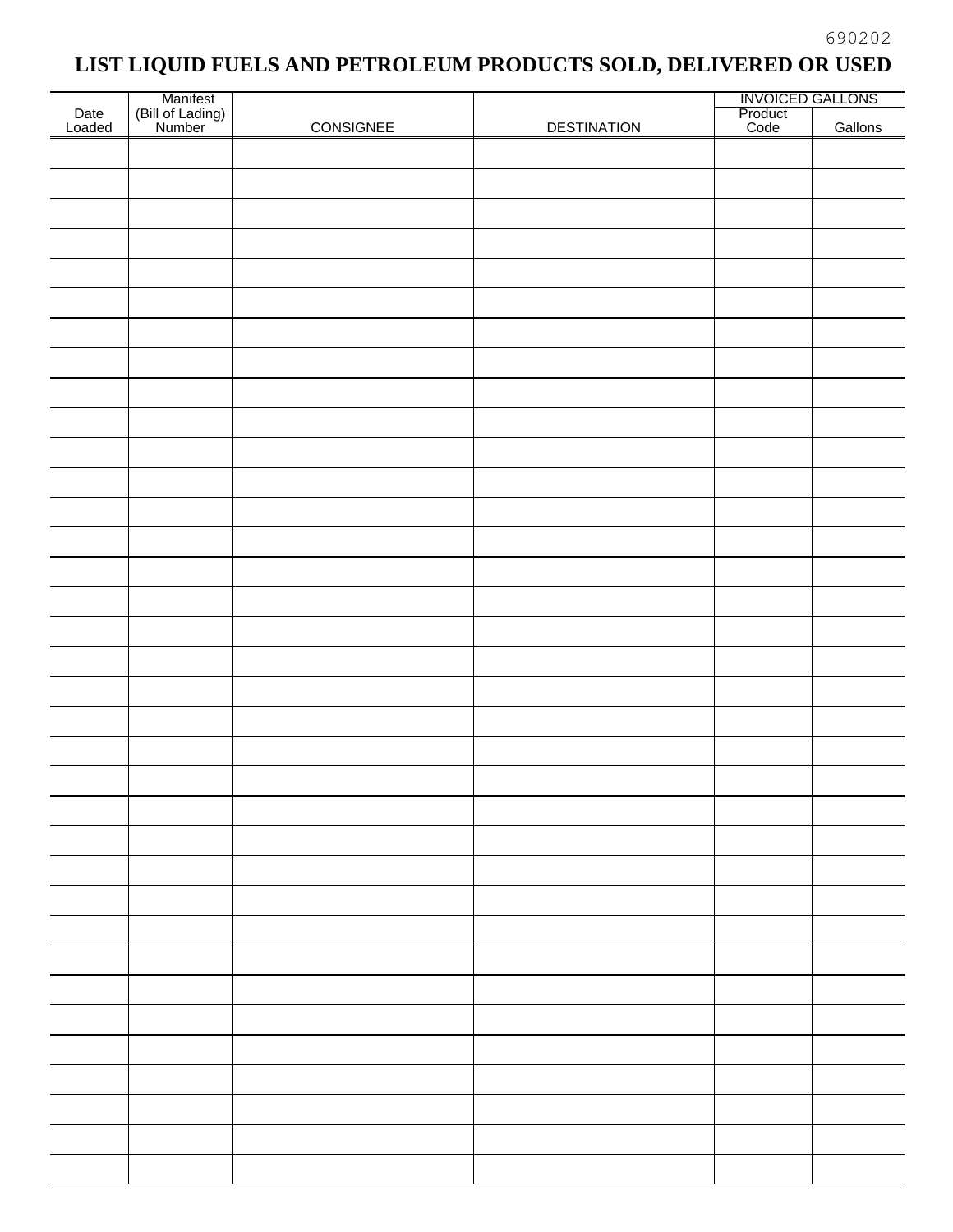690202

# LIST LIQUID FUELS AND PETROLEUM PRODUCTS SOLD, DELIVERED OR USED

| Date Loaded | Manifest (Bill of Lading) Number | CONSIGNEE | DESTINATION | INVOICED GALLONS | |
|---|---|---|---|---|---|
| | | | | Product Code | Gallons |
| | | | | | |
| | | | | | |
| | | | | | |
| | | | | | |
| | | | | | |
| | | | | | |
| | | | | | |
| | | | | | |
| | | | | | |
| | | | | | |
| | | | | | |
| | | | | | |
| | | | | | |
| | | | | | |
| | | | | | |
| | | | | | |
| | | | | | |
| | | | | | |
| | | | | | |
| | | | | | |
| | | | | | |
| | | | | | |
| | | | | | |
| | | | | | |
| | | | | | |
| | | | | | |
| | | | | | |
| | | | | | |
| | | | | | |
| | | | | | |
| | | | | | |
| | | | | | |
| | | | | | |
| | | | | | |
| | | | | | |
| | | | | | |
| | | | | | |